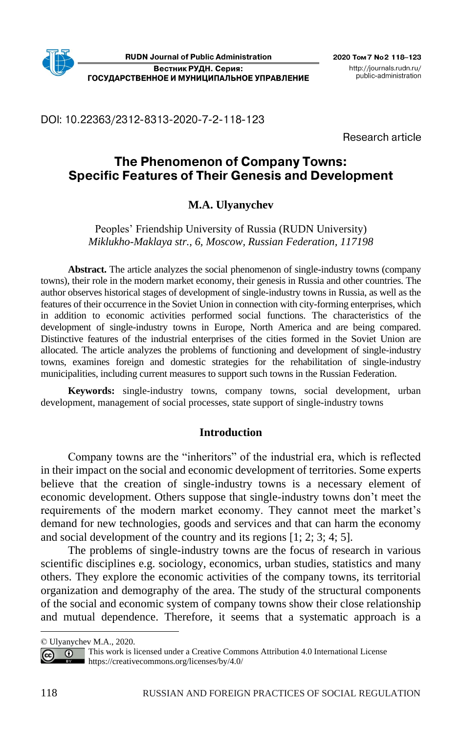DOI: 10.22363/2312-8313-2020-7-2-118-123

Research article

# The Phenomenon of Company Towns: Specific Features of Their Genesis and Development

**M.A. Ulyanychev**

Peoples' Friendship University of Russia (RUDN University)
*Miklukho-Maklaya str., 6, Moscow, Russian Federation, 117198*

**Abstract.** The article analyzes the social phenomenon of single-industry towns (company towns), their role in the modern market economy, their genesis in Russia and other countries. The author observes historical stages of development of single-industry towns in Russia, as well as the features of their occurrence in the Soviet Union in connection with city-forming enterprises, which in addition to economic activities performed social functions. The characteristics of the development of single-industry towns in Europe, North America and are being compared. Distinctive features of the industrial enterprises of the cities formed in the Soviet Union are allocated. The article analyzes the problems of functioning and development of single-industry towns, examines foreign and domestic strategies for the rehabilitation of single-industry municipalities, including current measures to support such towns in the Russian Federation.

**Keywords:** single-industry towns, company towns, social development, urban development, management of social processes, state support of single-industry towns

## Introduction

Company towns are the "inheritors" of the industrial era, which is reflected in their impact on the social and economic development of territories. Some experts believe that the creation of single-industry towns is a necessary element of economic development. Others suppose that single-industry towns don't meet the requirements of the modern market economy. They cannot meet the market's demand for new technologies, goods and services and that can harm the economy and social development of the country and its regions [1; 2; 3; 4; 5].

The problems of single-industry towns are the focus of research in various scientific disciplines e.g. sociology, economics, urban studies, statistics and many others. They explore the economic activities of the company towns, its territorial organization and demography of the area. The study of the structural components of the social and economic system of company towns show their close relationship and mutual dependence. Therefore, it seems that a systematic approach is a

---

© Ulyanychev M.A., 2020.

This work is licensed under a Creative Commons Attribution 4.0 International License https://creativecommons.org/licenses/by/4.0/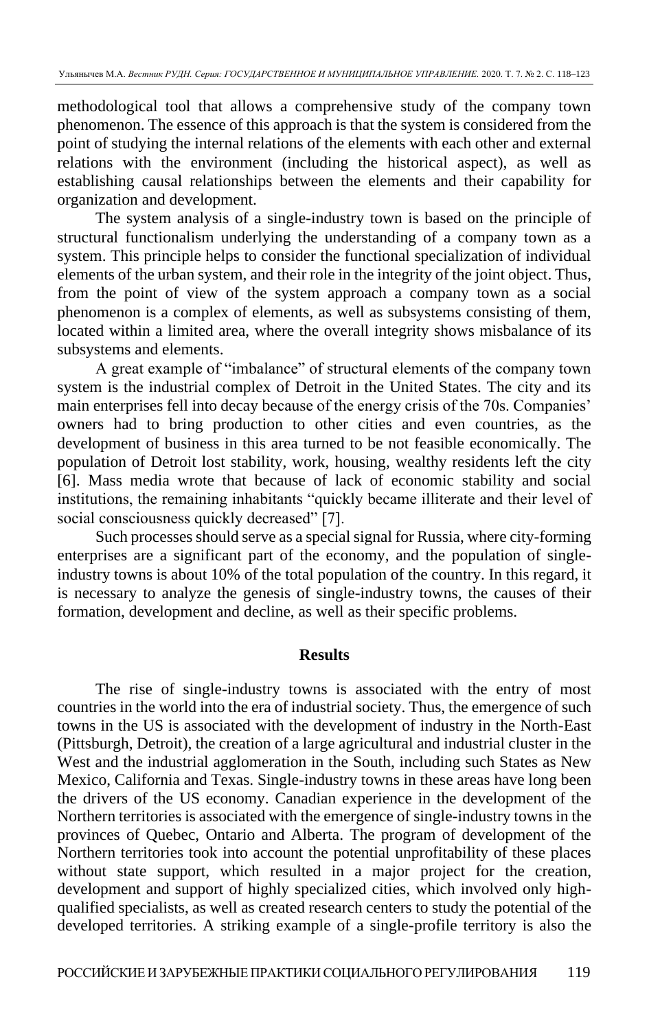methodological tool that allows a comprehensive study of the company town phenomenon. The essence of this approach is that the system is considered from the point of studying the internal relations of the elements with each other and external relations with the environment (including the historical aspect), as well as establishing causal relationships between the elements and their capability for organization and development.

The system analysis of a single-industry town is based on the principle of structural functionalism underlying the understanding of a company town as a system. This principle helps to consider the functional specialization of individual elements of the urban system, and their role in the integrity of the joint object. Thus, from the point of view of the system approach a company town as a social phenomenon is a complex of elements, as well as subsystems consisting of them, located within a limited area, where the overall integrity shows misbalance of its subsystems and elements.

A great example of "imbalance" of structural elements of the company town system is the industrial complex of Detroit in the United States. The city and its main enterprises fell into decay because of the energy crisis of the 70s. Companies' owners had to bring production to other cities and even countries, as the development of business in this area turned to be not feasible economically. The population of Detroit lost stability, work, housing, wealthy residents left the city [6]. Mass media wrote that because of lack of economic stability and social institutions, the remaining inhabitants "quickly became illiterate and their level of social consciousness quickly decreased" [7].

Such processes should serve as a special signal for Russia, where city-forming enterprises are a significant part of the economy, and the population of single-industry towns is about 10% of the total population of the country. In this regard, it is necessary to analyze the genesis of single-industry towns, the causes of their formation, development and decline, as well as their specific problems.

## Results

The rise of single-industry towns is associated with the entry of most countries in the world into the era of industrial society. Thus, the emergence of such towns in the US is associated with the development of industry in the North-East (Pittsburgh, Detroit), the creation of a large agricultural and industrial cluster in the West and the industrial agglomeration in the South, including such States as New Mexico, California and Texas. Single-industry towns in these areas have long been the drivers of the US economy. Canadian experience in the development of the Northern territories is associated with the emergence of single-industry towns in the provinces of Quebec, Ontario and Alberta. The program of development of the Northern territories took into account the potential unprofitability of these places without state support, which resulted in a major project for the creation, development and support of highly specialized cities, which involved only high-qualified specialists, as well as created research centers to study the potential of the developed territories. A striking example of a single-profile territory is also the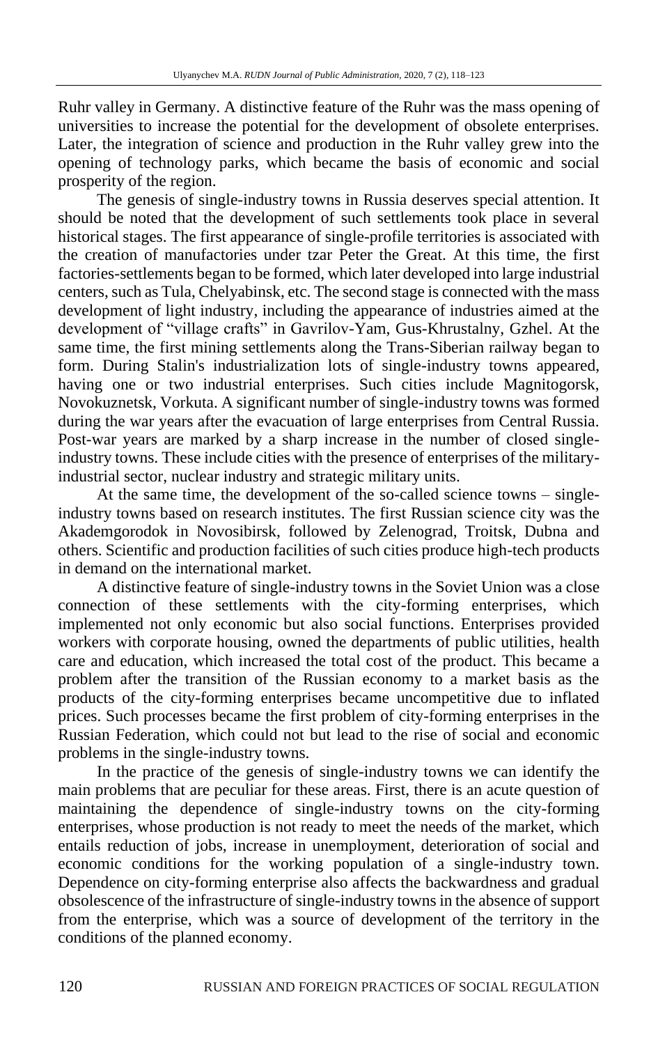Ruhr valley in Germany. A distinctive feature of the Ruhr was the mass opening of universities to increase the potential for the development of obsolete enterprises. Later, the integration of science and production in the Ruhr valley grew into the opening of technology parks, which became the basis of economic and social prosperity of the region.

The genesis of single-industry towns in Russia deserves special attention. It should be noted that the development of such settlements took place in several historical stages. The first appearance of single-profile territories is associated with the creation of manufactories under tzar Peter the Great. At this time, the first factories-settlements began to be formed, which later developed into large industrial centers, such as Tula, Chelyabinsk, etc. The second stage is connected with the mass development of light industry, including the appearance of industries aimed at the development of "village crafts" in Gavrilov-Yam, Gus-Khrustalny, Gzhel. At the same time, the first mining settlements along the Trans-Siberian railway began to form. During Stalin's industrialization lots of single-industry towns appeared, having one or two industrial enterprises. Such cities include Magnitogorsk, Novokuznetsk, Vorkuta. A significant number of single-industry towns was formed during the war years after the evacuation of large enterprises from Central Russia. Post-war years are marked by a sharp increase in the number of closed single-industry towns. These include cities with the presence of enterprises of the military-industrial sector, nuclear industry and strategic military units.

At the same time, the development of the so-called science towns – single-industry towns based on research institutes. The first Russian science city was the Akademgorodok in Novosibirsk, followed by Zelenograd, Troitsk, Dubna and others. Scientific and production facilities of such cities produce high-tech products in demand on the international market.

A distinctive feature of single-industry towns in the Soviet Union was a close connection of these settlements with the city-forming enterprises, which implemented not only economic but also social functions. Enterprises provided workers with corporate housing, owned the departments of public utilities, health care and education, which increased the total cost of the product. This became a problem after the transition of the Russian economy to a market basis as the products of the city-forming enterprises became uncompetitive due to inflated prices. Such processes became the first problem of city-forming enterprises in the Russian Federation, which could not but lead to the rise of social and economic problems in the single-industry towns.

In the practice of the genesis of single-industry towns we can identify the main problems that are peculiar for these areas. First, there is an acute question of maintaining the dependence of single-industry towns on the city-forming enterprises, whose production is not ready to meet the needs of the market, which entails reduction of jobs, increase in unemployment, deterioration of social and economic conditions for the working population of a single-industry town. Dependence on city-forming enterprise also affects the backwardness and gradual obsolescence of the infrastructure of single-industry towns in the absence of support from the enterprise, which was a source of development of the territory in the conditions of the planned economy.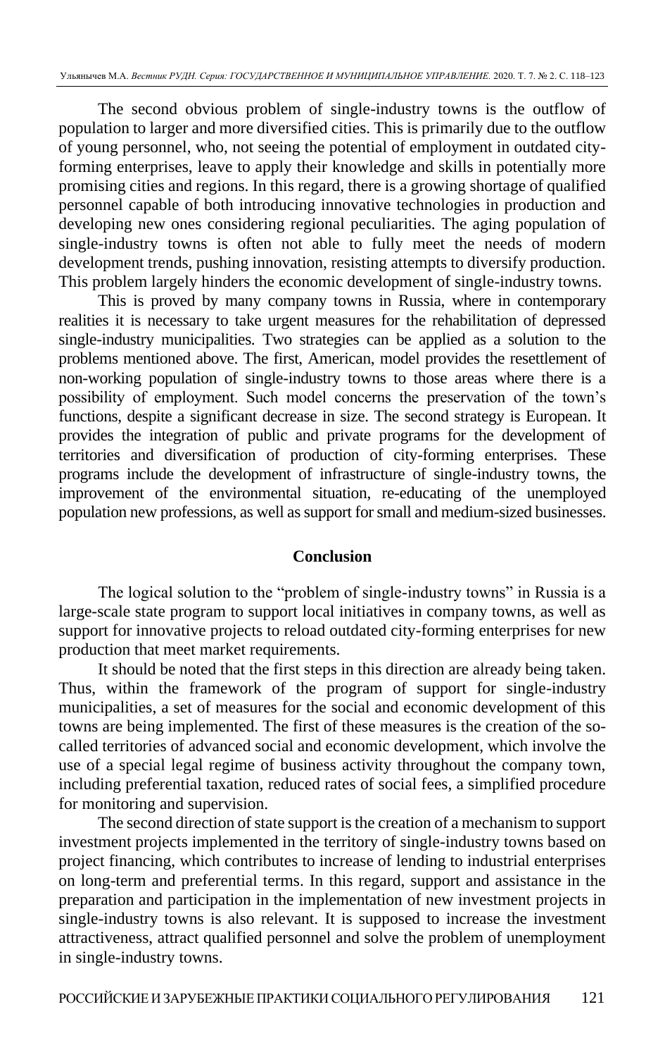The second obvious problem of single-industry towns is the outflow of population to larger and more diversified cities. This is primarily due to the outflow of young personnel, who, not seeing the potential of employment in outdated city-forming enterprises, leave to apply their knowledge and skills in potentially more promising cities and regions. In this regard, there is a growing shortage of qualified personnel capable of both introducing innovative technologies in production and developing new ones considering regional peculiarities. The aging population of single-industry towns is often not able to fully meet the needs of modern development trends, pushing innovation, resisting attempts to diversify production. This problem largely hinders the economic development of single-industry towns.

This is proved by many company towns in Russia, where in contemporary realities it is necessary to take urgent measures for the rehabilitation of depressed single-industry municipalities. Two strategies can be applied as a solution to the problems mentioned above. The first, American, model provides the resettlement of non-working population of single-industry towns to those areas where there is a possibility of employment. Such model concerns the preservation of the town's functions, despite a significant decrease in size. The second strategy is European. It provides the integration of public and private programs for the development of territories and diversification of production of city-forming enterprises. These programs include the development of infrastructure of single-industry towns, the improvement of the environmental situation, re-educating of the unemployed population new professions, as well as support for small and medium-sized businesses.

## Conclusion

The logical solution to the "problem of single-industry towns" in Russia is a large-scale state program to support local initiatives in company towns, as well as support for innovative projects to reload outdated city-forming enterprises for new production that meet market requirements.

It should be noted that the first steps in this direction are already being taken. Thus, within the framework of the program of support for single-industry municipalities, a set of measures for the social and economic development of this towns are being implemented. The first of these measures is the creation of the so-called territories of advanced social and economic development, which involve the use of a special legal regime of business activity throughout the company town, including preferential taxation, reduced rates of social fees, a simplified procedure for monitoring and supervision.

The second direction of state support is the creation of a mechanism to support investment projects implemented in the territory of single-industry towns based on project financing, which contributes to increase of lending to industrial enterprises on long-term and preferential terms. In this regard, support and assistance in the preparation and participation in the implementation of new investment projects in single-industry towns is also relevant. It is supposed to increase the investment attractiveness, attract qualified personnel and solve the problem of unemployment in single-industry towns.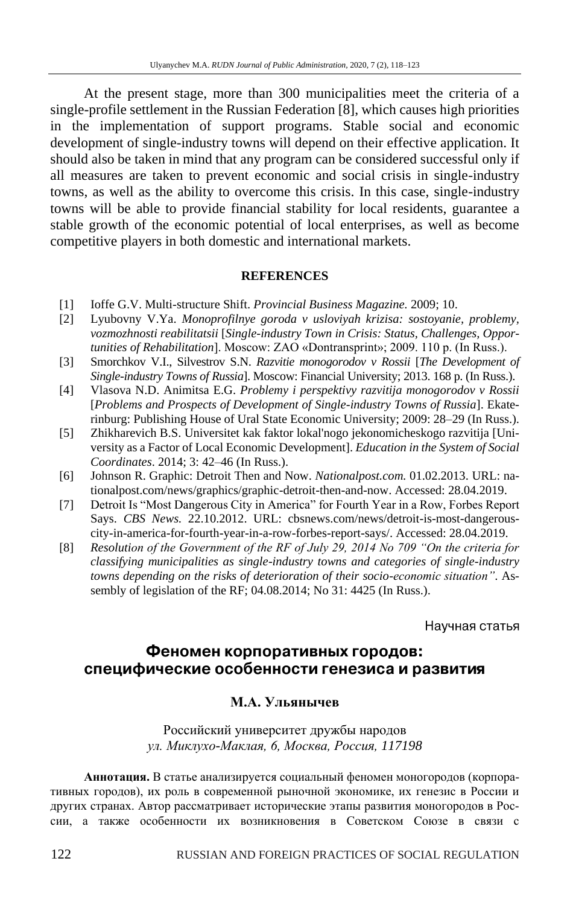At the present stage, more than 300 municipalities meet the criteria of a single-profile settlement in the Russian Federation [8], which causes high priorities in the implementation of support programs. Stable social and economic development of single-industry towns will depend on their effective application. It should also be taken in mind that any program can be considered successful only if all measures are taken to prevent economic and social crisis in single-industry towns, as well as the ability to overcome this crisis. In this case, single-industry towns will be able to provide financial stability for local residents, guarantee a stable growth of the economic potential of local enterprises, as well as become competitive players in both domestic and international markets.

### REFERENCES

[1] Ioffe G.V. Multi-structure Shift. *Provincial Business Magazine.* 2009; 10.

[2] Lyubovny V.Ya. *Monoprofilnye goroda v usloviyah krizisa: sostoyanie, problemy, vozmozhnosti reabilitatsii* [*Single-industry Town in Crisis: Status, Challenges, Opportunities of Rehabilitation*]. Moscow: ZAO «Dontransprint»; 2009. 110 p. (In Russ.).

[3] Smorchkov V.I., Silvestrov S.N. *Razvitie monogorodov v Rossii* [*The Development of Single-industry Towns of Russia*]. Moscow: Financial University; 2013. 168 p. (In Russ.).

[4] Vlasova N.D. Animitsa E.G. *Problemy i perspektivy razvitija monogorodov v Rossii* [*Problems and Prospects of Development of Single-industry Towns of Russia*]. Ekaterinburg: Publishing House of Ural State Economic University; 2009: 28–29 (In Russ.).

[5] Zhikharevich B.S. Universitet kak faktor lokal'nogo jekonomicheskogo razvitija [University as a Factor of Local Economic Development]. *Education in the System of Social Coordinates*. 2014; 3: 42–46 (In Russ.).

[6] Johnson R. Graphic: Detroit Then and Now. *Nationalpost.com.* 01.02.2013. URL: nationalpost.com/news/graphics/graphic-detroit-then-and-now. Accessed: 28.04.2019.

[7] Detroit Is “Most Dangerous City in America” for Fourth Year in a Row, Forbes Report Says. *CBS News.* 22.10.2012. URL: cbsnews.com/news/detroit-is-most-dangerous-city-in-america-for-fourth-year-in-a-row-forbes-report-says/. Accessed: 28.04.2019.

[8] *Resolution of the Government of the RF of July 29, 2014 No 709 “On the criteria for classifying municipalities as single-industry towns and categories of single-industry towns depending on the risks of deterioration of their socio-economic situation”.* Assembly of legislation of the RF; 04.08.2014; No 31: 4425 (In Russ.).

Научная статья

## Феномен корпоративных городов: специфические особенности генезиса и развития

**М.А. Ульянычев**

Российский университет дружбы народов
*ул. Миклухо-Маклая, 6, Москва, Россия, 117198*

**Аннотация.** В статье анализируется социальный феномен моногородов (корпоративных городов), их роль в современной рыночной экономике, их генезис в России и других странах. Автор рассматривает исторические этапы развития моногородов в России, а также особенности их возникновения в Советском Союзе в связи с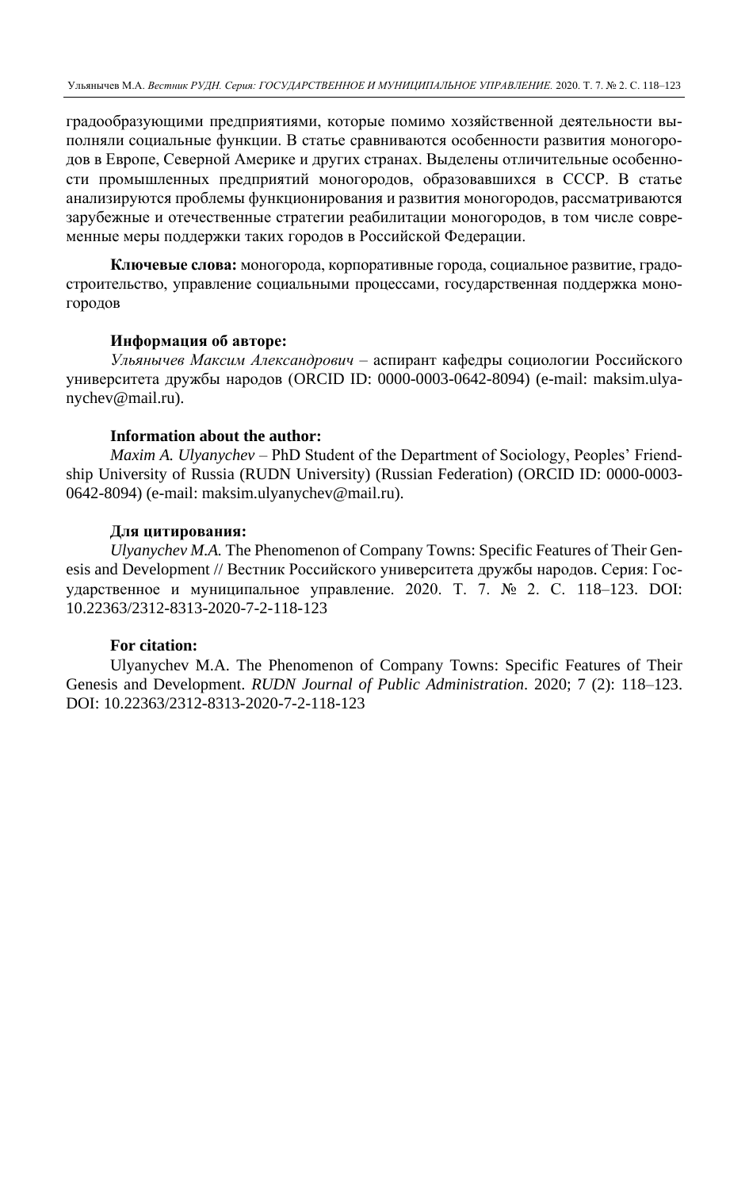градообразующими предприятиями, которые помимо хозяйственной деятельности выполняли социальные функции. В статье сравниваются особенности развития моногородов в Европе, Северной Америке и других странах. Выделены отличительные особенности промышленных предприятий моногородов, образовавшихся в СССР. В статье анализируются проблемы функционирования и развития моногородов, рассматриваются зарубежные и отечественные стратегии реабилитации моногородов, в том числе современные меры поддержки таких городов в Российской Федерации.

**Ключевые слова:** моногорода, корпоративные города, социальное развитие, градостроительство, управление социальными процессами, государственная поддержка моногородов

**Информация об авторе:**

*Ульянычев Максим Александрович* – аспирант кафедры социологии Российского университета дружбы народов (ORCID ID: 0000-0003-0642-8094) (e-mail: maksim.ulyanychev@mail.ru).

**Information about the author:**

*Maxim A. Ulyanychev* – PhD Student of the Department of Sociology, Peoples' Friendship University of Russia (RUDN University) (Russian Federation) (ORCID ID: 0000-0003-0642-8094) (e-mail: maksim.ulyanychev@mail.ru).

**Для цитирования:**

*Ulyanychev M.A.* The Phenomenon of Company Towns: Specific Features of Their Genesis and Development // Вестник Российского университета дружбы народов. Серия: Государственное и муниципальное управление. 2020. Т. 7. № 2. С. 118–123. DOI: 10.22363/2312-8313-2020-7-2-118-123

**For citation:**

Ulyanychev M.A. The Phenomenon of Company Towns: Specific Features of Their Genesis and Development. *RUDN Journal of Public Administration*. 2020; 7 (2): 118–123. DOI: 10.22363/2312-8313-2020-7-2-118-123